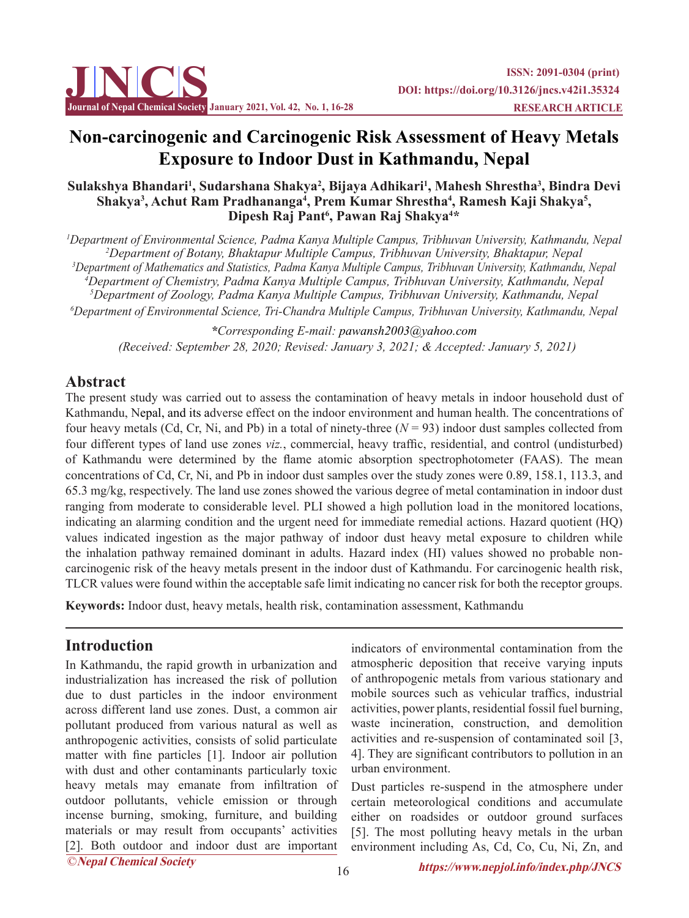# Non-carcinogenic and Carcinogenic Risk Assessment of Heavy Metals Exposure to Indoor Dust in Kathmandu, Nepal

**Sulakshya Bhandari[1], Sudarshana Shakya[2], Bijaya Adhikari[1], Mahesh Shrestha[3], Bindra Devi Shakya[3], Achut Ram Pradhananga[4], Prem Kumar Shrestha[4], Ramesh Kaji Shakya[5], Dipesh Raj Pant[6], Pawan Raj Shakya[4]***

*[1]Department of Environmental Science, Padma Kanya Multiple Campus, Tribhuvan University, Kathmandu, Nepal*
*[2]Department of Botany, Bhaktapur Multiple Campus, Tribhuvan University, Bhaktapur, Nepal*
*[3]Department of Mathematics and Statistics, Padma Kanya Multiple Campus, Tribhuvan University, Kathmandu, Nepal*
*[4]Department of Chemistry, Padma Kanya Multiple Campus, Tribhuvan University, Kathmandu, Nepal*
*[5]Department of Zoology, Padma Kanya Multiple Campus, Tribhuvan University, Kathmandu, Nepal*
*[6]Department of Environmental Science, Tri-Chandra Multiple Campus, Tribhuvan University, Kathmandu, Nepal*

**Corresponding E-mail: pawansh2003@yahoo.com*
*(Received: September 28, 2020; Revised: January 3, 2021; & Accepted: January 5, 2021)*

## Abstract

The present study was carried out to assess the contamination of heavy metals in indoor household dust of Kathmandu, Nepal, and its adverse effect on the indoor environment and human health. The concentrations of four heavy metals (Cd, Cr, Ni, and Pb) in a total of ninety-three ($N = 93$) indoor dust samples collected from four different types of land use zones *viz.*, commercial, heavy traffic, residential, and control (undisturbed) of Kathmandu were determined by the flame atomic absorption spectrophotometer (FAAS). The mean concentrations of Cd, Cr, Ni, and Pb in indoor dust samples over the study zones were 0.89, 158.1, 113.3, and 65.3 mg/kg, respectively. The land use zones showed the various degree of metal contamination in indoor dust ranging from moderate to considerable level. PLI showed a high pollution load in the monitored locations, indicating an alarming condition and the urgent need for immediate remedial actions. Hazard quotient (HQ) values indicated ingestion as the major pathway of indoor dust heavy metal exposure to children while the inhalation pathway remained dominant in adults. Hazard index (HI) values showed no probable non-carcinogenic risk of the heavy metals present in the indoor dust of Kathmandu. For carcinogenic health risk, TLCR values were found within the acceptable safe limit indicating no cancer risk for both the receptor groups.

**Keywords:** Indoor dust, heavy metals, health risk, contamination assessment, Kathmandu

## Introduction

In Kathmandu, the rapid growth in urbanization and industrialization has increased the risk of pollution due to dust particles in the indoor environment across different land use zones. Dust, a common air pollutant produced from various natural as well as anthropogenic activities, consists of solid particulate matter with fine particles [1]. Indoor air pollution with dust and other contaminants particularly toxic heavy metals may emanate from infiltration of outdoor pollutants, vehicle emission or through incense burning, smoking, furniture, and building materials or may result from occupants' activities [2]. Both outdoor and indoor dust are important indicators of environmental contamination from the atmospheric deposition that receive varying inputs of anthropogenic metals from various stationary and mobile sources such as vehicular traffics, industrial activities, power plants, residential fossil fuel burning, waste incineration, construction, and demolition activities and re-suspension of contaminated soil [3, 4]. They are significant contributors to pollution in an urban environment.

Dust particles re-suspend in the atmosphere under certain meteorological conditions and accumulate either on roadsides or outdoor ground surfaces [5]. The most polluting heavy metals in the urban environment including As, Cd, Co, Cu, Ni, Zn, and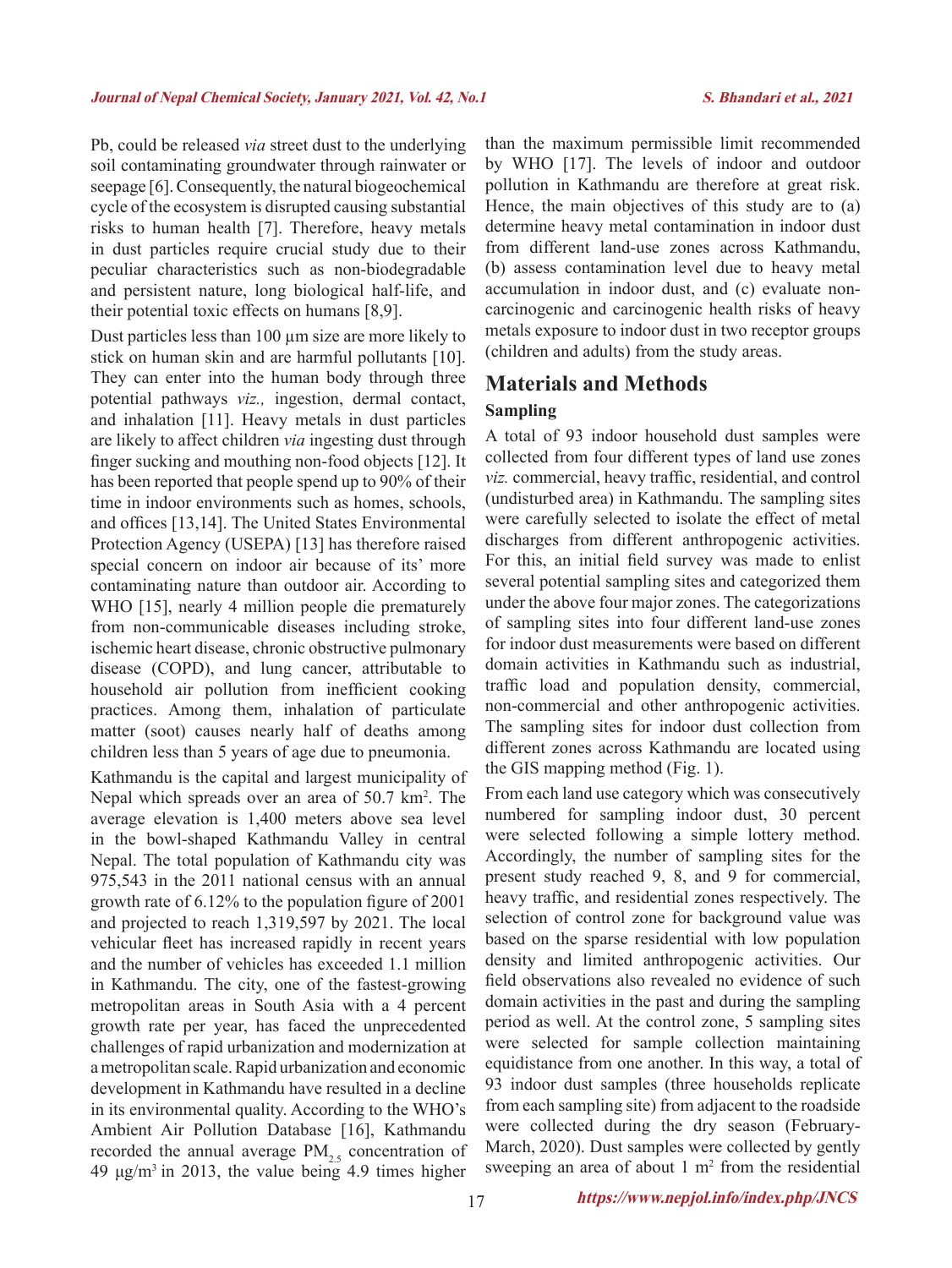Pb, could be released *via* street dust to the underlying soil contaminating groundwater through rainwater or seepage [6]. Consequently, the natural biogeochemical cycle of the ecosystem is disrupted causing substantial risks to human health [7]. Therefore, heavy metals in dust particles require crucial study due to their peculiar characteristics such as non-biodegradable and persistent nature, long biological half-life, and their potential toxic effects on humans [8,9].

Dust particles less than 100 µm size are more likely to stick on human skin and are harmful pollutants [10]. They can enter into the human body through three potential pathways *viz.,* ingestion, dermal contact, and inhalation [11]. Heavy metals in dust particles are likely to affect children *via* ingesting dust through finger sucking and mouthing non-food objects [12]. It has been reported that people spend up to 90% of their time in indoor environments such as homes, schools, and offices [13,14]. The United States Environmental Protection Agency (USEPA) [13] has therefore raised special concern on indoor air because of its' more contaminating nature than outdoor air. According to WHO [15], nearly 4 million people die prematurely from non-communicable diseases including stroke, ischemic heart disease, chronic obstructive pulmonary disease (COPD), and lung cancer, attributable to household air pollution from inefficient cooking practices. Among them, inhalation of particulate matter (soot) causes nearly half of deaths among children less than 5 years of age due to pneumonia.

Kathmandu is the capital and largest municipality of Nepal which spreads over an area of 50.7 km$^2$. The average elevation is 1,400 meters above sea level in the bowl-shaped Kathmandu Valley in central Nepal. The total population of Kathmandu city was 975,543 in the 2011 national census with an annual growth rate of 6.12% to the population figure of 2001 and projected to reach 1,319,597 by 2021. The local vehicular fleet has increased rapidly in recent years and the number of vehicles has exceeded 1.1 million in Kathmandu. The city, one of the fastest-growing metropolitan areas in South Asia with a 4 percent growth rate per year, has faced the unprecedented challenges of rapid urbanization and modernization at a metropolitan scale. Rapid urbanization and economic development in Kathmandu have resulted in a decline in its environmental quality. According to the WHO's Ambient Air Pollution Database [16], Kathmandu recorded the annual average $PM_{2.5}$ concentration of 49 µg/m$^3$ in 2013, the value being 4.9 times higher than the maximum permissible limit recommended by WHO [17]. The levels of indoor and outdoor pollution in Kathmandu are therefore at great risk. Hence, the main objectives of this study are to (a) determine heavy metal contamination in indoor dust from different land-use zones across Kathmandu, (b) assess contamination level due to heavy metal accumulation in indoor dust, and (c) evaluate non-carcinogenic and carcinogenic health risks of heavy metals exposure to indoor dust in two receptor groups (children and adults) from the study areas.

## Materials and Methods

### Sampling

A total of 93 indoor household dust samples were collected from four different types of land use zones *viz.* commercial, heavy traffic, residential, and control (undisturbed area) in Kathmandu. The sampling sites were carefully selected to isolate the effect of metal discharges from different anthropogenic activities. For this, an initial field survey was made to enlist several potential sampling sites and categorized them under the above four major zones. The categorizations of sampling sites into four different land-use zones for indoor dust measurements were based on different domain activities in Kathmandu such as industrial, traffic load and population density, commercial, non-commercial and other anthropogenic activities. The sampling sites for indoor dust collection from different zones across Kathmandu are located using the GIS mapping method (Fig. 1).

From each land use category which was consecutively numbered for sampling indoor dust, 30 percent were selected following a simple lottery method. Accordingly, the number of sampling sites for the present study reached 9, 8, and 9 for commercial, heavy traffic, and residential zones respectively. The selection of control zone for background value was based on the sparse residential with low population density and limited anthropogenic activities. Our field observations also revealed no evidence of such domain activities in the past and during the sampling period as well. At the control zone, 5 sampling sites were selected for sample collection maintaining equidistance from one another. In this way, a total of 93 indoor dust samples (three households replicate from each sampling site) from adjacent to the roadside were collected during the dry season (February-March, 2020). Dust samples were collected by gently sweeping an area of about 1 m$^2$ from the residential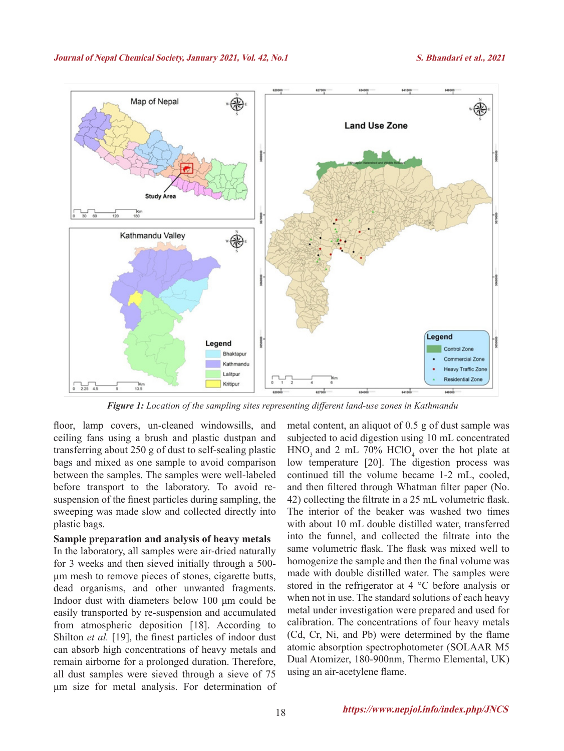*Figure 1: Location of the sampling sites representing different land-use zones in Kathmandu*

floor, lamp covers, un-cleaned windowsills, and ceiling fans using a brush and plastic dustpan and transferring about 250 g of dust to self-sealing plastic bags and mixed as one sample to avoid comparison between the samples. The samples were well-labeled before transport to the laboratory. To avoid re-suspension of the finest particles during sampling, the sweeping was made slow and collected directly into plastic bags.

**Sample preparation and analysis of heavy metals**

In the laboratory, all samples were air-dried naturally for 3 weeks and then sieved initially through a 500-μm mesh to remove pieces of stones, cigarette butts, dead organisms, and other unwanted fragments. Indoor dust with diameters below 100 μm could be easily transported by re-suspension and accumulated from atmospheric deposition [18]. According to Shilton *et al.* [19], the finest particles of indoor dust can absorb high concentrations of heavy metals and remain airborne for a prolonged duration. Therefore, all dust samples were sieved through a sieve of 75 μm size for metal analysis. For determination of metal content, an aliquot of 0.5 g of dust sample was subjected to acid digestion using 10 mL concentrated $HNO_3$ and 2 mL 70% $HClO_4$ over the hot plate at low temperature [20]. The digestion process was continued till the volume became 1-2 mL, cooled, and then filtered through Whatman filter paper (No. 42) collecting the filtrate in a 25 mL volumetric flask. The interior of the beaker was washed two times with about 10 mL double distilled water, transferred into the funnel, and collected the filtrate into the same volumetric flask. The flask was mixed well to homogenize the sample and then the final volume was made with double distilled water. The samples were stored in the refrigerator at 4 °C before analysis or when not in use. The standard solutions of each heavy metal under investigation were prepared and used for calibration. The concentrations of four heavy metals (Cd, Cr, Ni, and Pb) were determined by the flame atomic absorption spectrophotometer (SOLAAR M5 Dual Atomizer, 180-900nm, Thermo Elemental, UK) using an air-acetylene flame.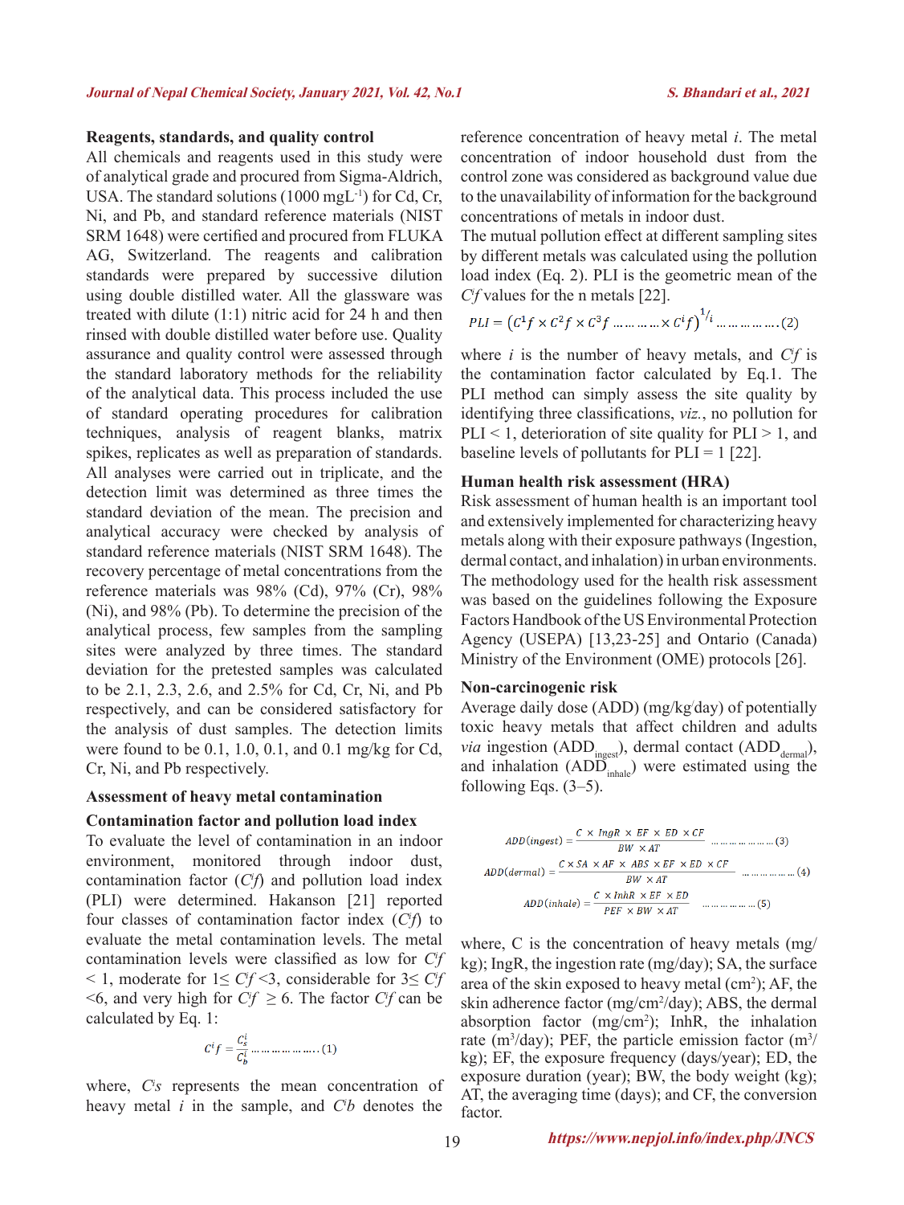### Reagents, standards, and quality control

All chemicals and reagents used in this study were of analytical grade and procured from Sigma-Aldrich, USA. The standard solutions (1000 $mgL^{-1}$) for Cd, Cr, Ni, and Pb, and standard reference materials (NIST SRM 1648) were certified and procured from FLUKA AG, Switzerland. The reagents and calibration standards were prepared by successive dilution using double distilled water. All the glassware was treated with dilute (1:1) nitric acid for 24 h and then rinsed with double distilled water before use. Quality assurance and quality control were assessed through the standard laboratory methods for the reliability of the analytical data. This process included the use of standard operating procedures for calibration techniques, analysis of reagent blanks, matrix spikes, replicates as well as preparation of standards. All analyses were carried out in triplicate, and the detection limit was determined as three times the standard deviation of the mean. The precision and analytical accuracy were checked by analysis of standard reference materials (NIST SRM 1648). The recovery percentage of metal concentrations from the reference materials was 98% (Cd), 97% (Cr), 98% (Ni), and 98% (Pb). To determine the precision of the analytical process, few samples from the sampling sites were analyzed by three times. The standard deviation for the pretested samples was calculated to be 2.1, 2.3, 2.6, and 2.5% for Cd, Cr, Ni, and Pb respectively, and can be considered satisfactory for the analysis of dust samples. The detection limits were found to be 0.1, 1.0, 0.1, and 0.1 mg/kg for Cd, Cr, Ni, and Pb respectively.

### Assessment of heavy metal contamination

#### Contamination factor and pollution load index

To evaluate the level of contamination in an indoor environment, monitored through indoor dust, contamination factor ($C^if$) and pollution load index (PLI) were determined. Hakanson [21] reported four classes of contamination factor index ($C^if$) to evaluate the metal contamination levels. The metal contamination levels were classified as low for $C^if < 1$, moderate for $1 \leq C^if < 3$, considerable for $3 \leq C^if < 6$, and very high for $C^if \geq 6$. The factor $C^if$ can be calculated by Eq. 1:

$$C^i f = \frac{C_s^i}{C_b^i} \quad \ldots\ldots\ldots\ldots\ldots (1)$$

where, $C^is$ represents the mean concentration of heavy metal $i$ in the sample, and $C^ib$ denotes the reference concentration of heavy metal $i$. The metal concentration of indoor household dust from the control zone was considered as background value due to the unavailability of information for the background concentrations of metals in indoor dust.

The mutual pollution effect at different sampling sites by different metals was calculated using the pollution load index (Eq. 2). PLI is the geometric mean of the $C^if$ values for the n metals [22].

$$PLI = \left(C^1f \times C^2f \times C^3f \ldots\ldots\ldots \times C^if\right)^{1/i} \quad \ldots\ldots\ldots\ldots (2)$$

where $i$ is the number of heavy metals, and $C^if$ is the contamination factor calculated by Eq.1. The PLI method can simply assess the site quality by identifying three classifications, *viz.*, no pollution for PLI < 1, deterioration of site quality for PLI > 1, and baseline levels of pollutants for PLI = 1 [22].

### Human health risk assessment (HRA)

Risk assessment of human health is an important tool and extensively implemented for characterizing heavy metals along with their exposure pathways (Ingestion, dermal contact, and inhalation) in urban environments. The methodology used for the health risk assessment was based on the guidelines following the Exposure Factors Handbook of the US Environmental Protection Agency (USEPA) [13,23-25] and Ontario (Canada) Ministry of the Environment (OME) protocols [26].

#### Non-carcinogenic risk

Average daily dose (ADD) (mg/kg/day) of potentially toxic heavy metals that affect children and adults *via* ingestion ($ADD_{ingest}$), dermal contact ($ADD_{dermal}$), and inhalation ($ADD_{inhale}$) were estimated using the following Eqs. (3–5).

$$ADD(ingest) = \frac{C \times IngR \times EF \times ED \times CF}{BW \times AT} \quad \ldots\ldots\ldots\ldots (3)$$

$$ADD(dermal) = \frac{C \times SA \times AF \times ABS \times EF \times ED \times CF}{BW \times AT} \quad \ldots\ldots\ldots\ldots (4)$$

$$ADD(inhale) = \frac{C \times InhR \times EF \times ED}{PEF \times BW \times AT} \quad \ldots\ldots\ldots\ldots (5)$$

where, C is the concentration of heavy metals (mg/kg); IngR, the ingestion rate (mg/day); SA, the surface area of the skin exposed to heavy metal ($cm^2$); AF, the skin adherence factor ($mg/cm^2/day$); ABS, the dermal absorption factor ($mg/cm^2$); InhR, the inhalation rate ($m^3/day$); PEF, the particle emission factor ($m^3/kg$); EF, the exposure frequency (days/year); ED, the exposure duration (year); BW, the body weight (kg); AT, the averaging time (days); and CF, the conversion factor.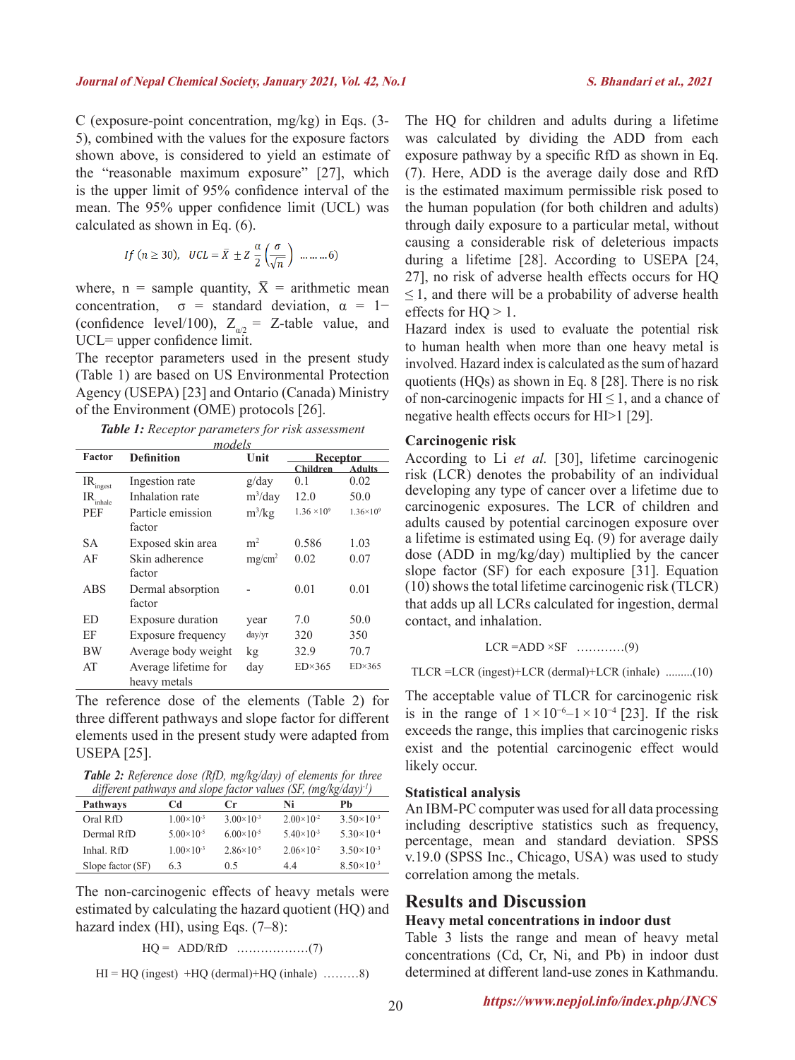C (exposure-point concentration, mg/kg) in Eqs. (3-5), combined with the values for the exposure factors shown above, is considered to yield an estimate of the "reasonable maximum exposure" [27], which is the upper limit of 95% confidence interval of the mean. The 95% upper confidence limit (UCL) was calculated as shown in Eq. (6).

$$If\ (n \geq 30),\quad UCL = \bar{X} \pm Z\,\frac{\alpha}{2}\left(\frac{\sigma}{\sqrt{n}}\right) \quad \ldots\ldots\ldots 6)$$

where, n = sample quantity, $\bar{X}$ = arithmetic mean concentration, σ = standard deviation, α = 1−(confidence level/100), $Z_{\alpha/2}$ = Z-table value, and UCL= upper confidence limit.

The receptor parameters used in the present study (Table 1) are based on US Environmental Protection Agency (USEPA) [23] and Ontario (Canada) Ministry of the Environment (OME) protocols [26].

***Table 1:*** *Receptor parameters for risk assessment models*

| Factor | Definition | Unit | Receptor | |
|---|---|---|---|---|
| | | | Children | Adults |
| $IR_{ingest}$ | Ingestion rate | g/day | 0.1 | 0.02 |
| $IR_{inhale}$ | Inhalation rate | $m^3$/day | 12.0 | 50.0 |
| PEF | Particle emission factor | $m^3$/kg | $1.36 \times 10^9$ | $1.36\times10^9$ |
| SA | Exposed skin area | $m^2$ | 0.586 | 1.03 |
| AF | Skin adherence factor | mg/cm$^2$ | 0.02 | 0.07 |
| ABS | Dermal absorption factor | - | 0.01 | 0.01 |
| ED | Exposure duration | year | 7.0 | 50.0 |
| EF | Exposure frequency | day/yr | 320 | 350 |
| BW | Average body weight | kg | 32.9 | 70.7 |
| AT | Average lifetime for heavy metals | day | ED×365 | ED×365 |

The reference dose of the elements (Table 2) for three different pathways and slope factor for different elements used in the present study were adapted from USEPA [25].

***Table 2:*** *Reference dose (RfD, mg/kg/day) of elements for three different pathways and slope factor values (SF, (mg/kg/day)$^{-1}$)*

| Pathways | Cd | Cr | Ni | Pb |
|---|---|---|---|---|
| Oral RfD | $1.00\times10^{-3}$ | $3.00\times10^{-3}$ | $2.00\times10^{-2}$ | $3.50\times10^{-3}$ |
| Dermal RfD | $5.00\times10^{-5}$ | $6.00\times10^{-5}$ | $5.40\times10^{-3}$ | $5.30\times10^{-4}$ |
| Inhal. RfD | $1.00\times10^{-3}$ | $2.86\times10^{-5}$ | $2.06\times10^{-2}$ | $3.50\times10^{-3}$ |
| Slope factor (SF) | 6.3 | 0.5 | 4.4 | $8.50\times10^{-3}$ |

The non-carcinogenic effects of heavy metals were estimated by calculating the hazard quotient (HQ) and hazard index (HI), using Eqs. (7–8):

$$HQ = ADD/RfD \quad \ldots\ldots\ldots\ldots\ldots\ldots(7)$$

$$HI = HQ\ (ingest) + HQ\ (dermal) + HQ\ (inhale) \quad \ldots\ldots\ldots 8)$$

The HQ for children and adults during a lifetime was calculated by dividing the ADD from each exposure pathway by a specific RfD as shown in Eq. (7). Here, ADD is the average daily dose and RfD is the estimated maximum permissible risk posed to the human population (for both children and adults) through daily exposure to a particular metal, without causing a considerable risk of deleterious impacts during a lifetime [28]. According to USEPA [24, 27], no risk of adverse health effects occurs for HQ ≤ 1, and there will be a probability of adverse health effects for HQ > 1.

Hazard index is used to evaluate the potential risk to human health when more than one heavy metal is involved. Hazard index is calculated as the sum of hazard quotients (HQs) as shown in Eq. 8 [28]. There is no risk of non-carcinogenic impacts for HI ≤ 1, and a chance of negative health effects occurs for HI>1 [29].

### Carcinogenic risk

According to Li *et al.* [30], lifetime carcinogenic risk (LCR) denotes the probability of an individual developing any type of cancer over a lifetime due to carcinogenic exposures. The LCR of children and adults caused by potential carcinogen exposure over a lifetime is estimated using Eq. (9) for average daily dose (ADD in mg/kg/day) multiplied by the cancer slope factor (SF) for each exposure [31]. Equation (10) shows the total lifetime carcinogenic risk (TLCR) that adds up all LCRs calculated for ingestion, dermal contact, and inhalation.

$$LCR = ADD \times SF \quad \ldots\ldots\ldots\ldots(9)$$

$$TLCR = LCR\ (ingest) + LCR\ (dermal) + LCR\ (inhale) \quad \ldots\ldots\ldots(10)$$

The acceptable value of TLCR for carcinogenic risk is in the range of $1 \times 10^{-6}$–$1 \times 10^{-4}$ [23]. If the risk exceeds the range, this implies that carcinogenic risks exist and the potential carcinogenic effect would likely occur.

### Statistical analysis

An IBM-PC computer was used for all data processing including descriptive statistics such as frequency, percentage, mean and standard deviation. SPSS v.19.0 (SPSS Inc., Chicago, USA) was used to study correlation among the metals.

## Results and Discussion

### Heavy metal concentrations in indoor dust

Table 3 lists the range and mean of heavy metal concentrations (Cd, Cr, Ni, and Pb) in indoor dust determined at different land-use zones in Kathmandu.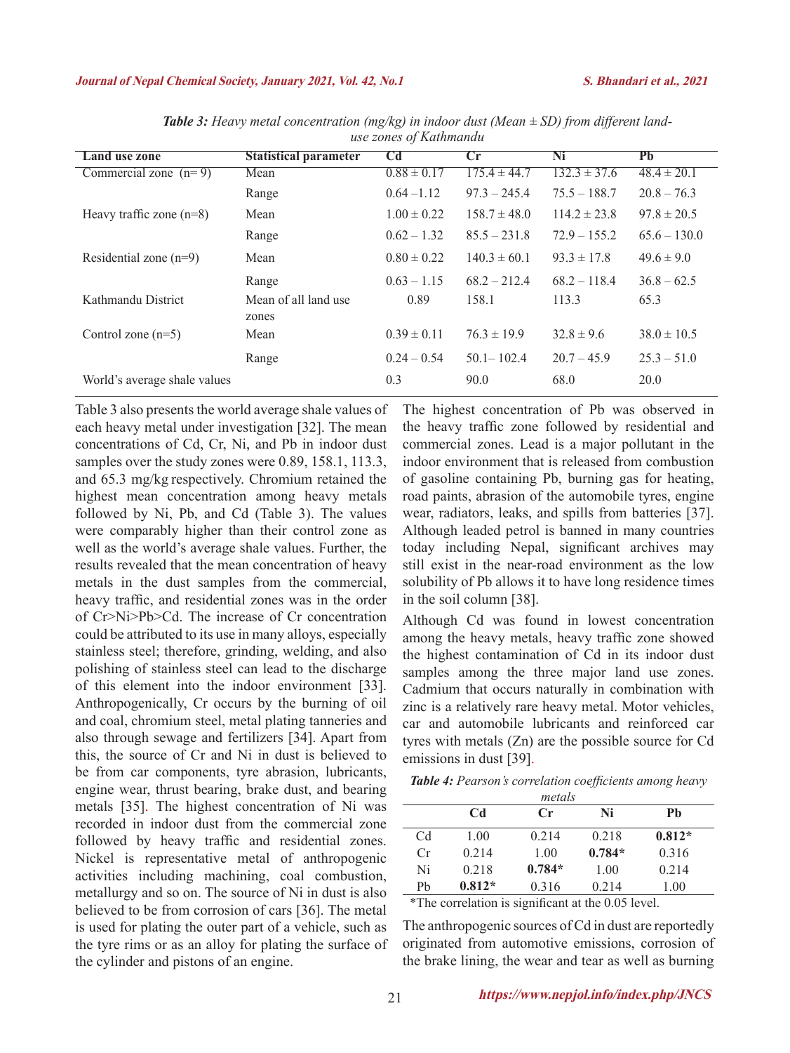***Table 3:*** *Heavy metal concentration (mg/kg) in indoor dust (Mean ± SD) from different land-use zones of Kathmandu*

| Land use zone | Statistical parameter | Cd | Cr | Ni | Pb |
|---|---|---|---|---|---|
| Commercial zone (n= 9) | Mean | 0.88 ± 0.17 | 175.4 ± 44.7 | 132.3 ± 37.6 | 48.4 ± 20.1 |
| | Range | 0.64 –1.12 | 97.3 – 245.4 | 75.5 – 188.7 | 20.8 – 76.3 |
| Heavy traffic zone (n=8) | Mean | 1.00 ± 0.22 | 158.7 ± 48.0 | 114.2 ± 23.8 | 97.8 ± 20.5 |
| | Range | 0.62 – 1.32 | 85.5 – 231.8 | 72.9 – 155.2 | 65.6 – 130.0 |
| Residential zone (n=9) | Mean | 0.80 ± 0.22 | 140.3 ± 60.1 | 93.3 ± 17.8 | 49.6 ± 9.0 |
| | Range | 0.63 – 1.15 | 68.2 – 212.4 | 68.2 – 118.4 | 36.8 – 62.5 |
| Kathmandu District | Mean of all land use zones | 0.89 | 158.1 | 113.3 | 65.3 |
| Control zone (n=5) | Mean | 0.39 ± 0.11 | 76.3 ± 19.9 | 32.8 ± 9.6 | 38.0 ± 10.5 |
| | Range | 0.24 – 0.54 | 50.1– 102.4 | 20.7 – 45.9 | 25.3 – 51.0 |
| World's average shale values | | 0.3 | 90.0 | 68.0 | 20.0 |

Table 3 also presents the world average shale values of each heavy metal under investigation [32]. The mean concentrations of Cd, Cr, Ni, and Pb in indoor dust samples over the study zones were 0.89, 158.1, 113.3, and 65.3 mg/kg respectively. Chromium retained the highest mean concentration among heavy metals followed by Ni, Pb, and Cd (Table 3). The values were comparably higher than their control zone as well as the world's average shale values. Further, the results revealed that the mean concentration of heavy metals in the dust samples from the commercial, heavy traffic, and residential zones was in the order of Cr>Ni>Pb>Cd. The increase of Cr concentration could be attributed to its use in many alloys, especially stainless steel; therefore, grinding, welding, and also polishing of stainless steel can lead to the discharge of this element into the indoor environment [33]. Anthropogenically, Cr occurs by the burning of oil and coal, chromium steel, metal plating tanneries and also through sewage and fertilizers [34]. Apart from this, the source of Cr and Ni in dust is believed to be from car components, tyre abrasion, lubricants, engine wear, thrust bearing, brake dust, and bearing metals [35]. The highest concentration of Ni was recorded in indoor dust from the commercial zone followed by heavy traffic and residential zones. Nickel is representative metal of anthropogenic activities including machining, coal combustion, metallurgy and so on. The source of Ni in dust is also believed to be from corrosion of cars [36]. The metal is used for plating the outer part of a vehicle, such as the tyre rims or as an alloy for plating the surface of the cylinder and pistons of an engine.

The highest concentration of Pb was observed in the heavy traffic zone followed by residential and commercial zones. Lead is a major pollutant in the indoor environment that is released from combustion of gasoline containing Pb, burning gas for heating, road paints, abrasion of the automobile tyres, engine wear, radiators, leaks, and spills from batteries [37]. Although leaded petrol is banned in many countries today including Nepal, significant archives may still exist in the near-road environment as the low solubility of Pb allows it to have long residence times in the soil column [38].

Although Cd was found in lowest concentration among the heavy metals, heavy traffic zone showed the highest contamination of Cd in its indoor dust samples among the three major land use zones. Cadmium that occurs naturally in combination with zinc is a relatively rare heavy metal. Motor vehicles, car and automobile lubricants and reinforced car tyres with metals (Zn) are the possible source for Cd emissions in dust [39].

***Table 4:*** *Pearson's correlation coefficients among heavy metals*

| | Cd | Cr | Ni | Pb |
|---|---|---|---|---|
| Cd | 1.00 | 0.214 | 0.218 | **0.812*** |
| Cr | 0.214 | 1.00 | **0.784*** | 0.316 |
| Ni | 0.218 | **0.784*** | 1.00 | 0.214 |
| Pb | **0.812*** | 0.316 | 0.214 | 1.00 |

*The correlation is significant at the 0.05 level.

The anthropogenic sources of Cd in dust are reportedly originated from automotive emissions, corrosion of the brake lining, the wear and tear as well as burning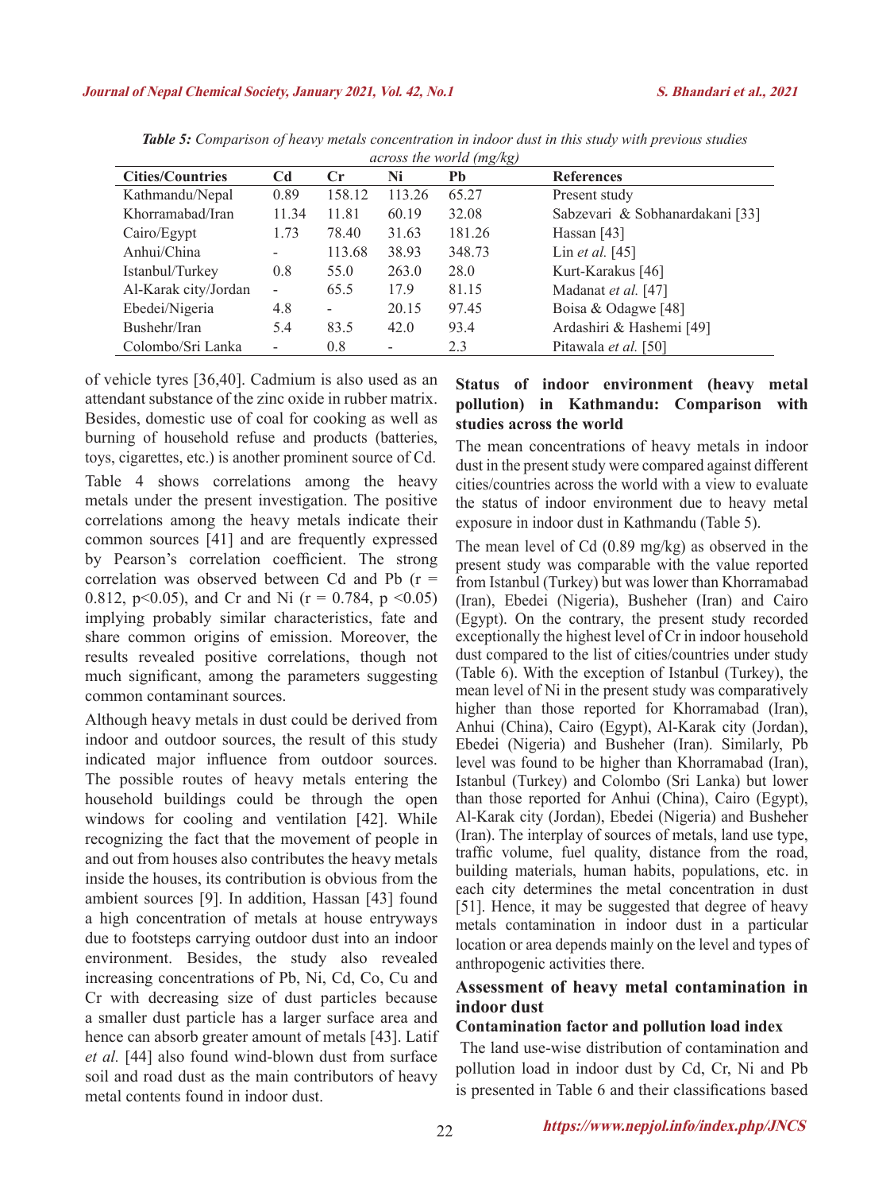*Table 5: Comparison of heavy metals concentration in indoor dust in this study with previous studies across the world (mg/kg)*

| Cities/Countries | Cd | Cr | Ni | Pb | References |
|---|---|---|---|---|---|
| Kathmandu/Nepal | 0.89 | 158.12 | 113.26 | 65.27 | Present study |
| Khorramabad/Iran | 11.34 | 11.81 | 60.19 | 32.08 | Sabzevari & Sobhanardakani [33] |
| Cairo/Egypt | 1.73 | 78.40 | 31.63 | 181.26 | Hassan [43] |
| Anhui/China | - | 113.68 | 38.93 | 348.73 | Lin *et al.* [45] |
| Istanbul/Turkey | 0.8 | 55.0 | 263.0 | 28.0 | Kurt-Karakus [46] |
| Al-Karak city/Jordan | - | 65.5 | 17.9 | 81.15 | Madanat *et al.* [47] |
| Ebedei/Nigeria | 4.8 | - | 20.15 | 97.45 | Boisa & Odagwe [48] |
| Bushehr/Iran | 5.4 | 83.5 | 42.0 | 93.4 | Ardashiri & Hashemi [49] |
| Colombo/Sri Lanka | - | 0.8 | - | 2.3 | Pitawala *et al.* [50] |

of vehicle tyres [36,40]. Cadmium is also used as an attendant substance of the zinc oxide in rubber matrix. Besides, domestic use of coal for cooking as well as burning of household refuse and products (batteries, toys, cigarettes, etc.) is another prominent source of Cd.

Table 4 shows correlations among the heavy metals under the present investigation. The positive correlations among the heavy metals indicate their common sources [41] and are frequently expressed by Pearson's correlation coefficient. The strong correlation was observed between Cd and Pb ($r = 0.812$, $p<0.05$), and Cr and Ni ($r = 0.784$, $p <0.05$) implying probably similar characteristics, fate and share common origins of emission. Moreover, the results revealed positive correlations, though not much significant, among the parameters suggesting common contaminant sources.

Although heavy metals in dust could be derived from indoor and outdoor sources, the result of this study indicated major influence from outdoor sources. The possible routes of heavy metals entering the household buildings could be through the open windows for cooling and ventilation [42]. While recognizing the fact that the movement of people in and out from houses also contributes the heavy metals inside the houses, its contribution is obvious from the ambient sources [9]. In addition, Hassan [43] found a high concentration of metals at house entryways due to footsteps carrying outdoor dust into an indoor environment. Besides, the study also revealed increasing concentrations of Pb, Ni, Cd, Co, Cu and Cr with decreasing size of dust particles because a smaller dust particle has a larger surface area and hence can absorb greater amount of metals [43]. Latif *et al.* [44] also found wind-blown dust from surface soil and road dust as the main contributors of heavy metal contents found in indoor dust.

## Status of indoor environment (heavy metal pollution) in Kathmandu: Comparison with studies across the world

The mean concentrations of heavy metals in indoor dust in the present study were compared against different cities/countries across the world with a view to evaluate the status of indoor environment due to heavy metal exposure in indoor dust in Kathmandu (Table 5).

The mean level of Cd (0.89 mg/kg) as observed in the present study was comparable with the value reported from Istanbul (Turkey) but was lower than Khorramabad (Iran), Ebedei (Nigeria), Busheher (Iran) and Cairo (Egypt). On the contrary, the present study recorded exceptionally the highest level of Cr in indoor household dust compared to the list of cities/countries under study (Table 6). With the exception of Istanbul (Turkey), the mean level of Ni in the present study was comparatively higher than those reported for Khorramabad (Iran), Anhui (China), Cairo (Egypt), Al-Karak city (Jordan), Ebedei (Nigeria) and Busheher (Iran). Similarly, Pb level was found to be higher than Khorramabad (Iran), Istanbul (Turkey) and Colombo (Sri Lanka) but lower than those reported for Anhui (China), Cairo (Egypt), Al-Karak city (Jordan), Ebedei (Nigeria) and Busheher (Iran). The interplay of sources of metals, land use type, traffic volume, fuel quality, distance from the road, building materials, human habits, populations, etc. in each city determines the metal concentration in dust [51]. Hence, it may be suggested that degree of heavy metals contamination in indoor dust in a particular location or area depends mainly on the level and types of anthropogenic activities there.

## Assessment of heavy metal contamination in indoor dust

### Contamination factor and pollution load index

The land use-wise distribution of contamination and pollution load in indoor dust by Cd, Cr, Ni and Pb is presented in Table 6 and their classifications based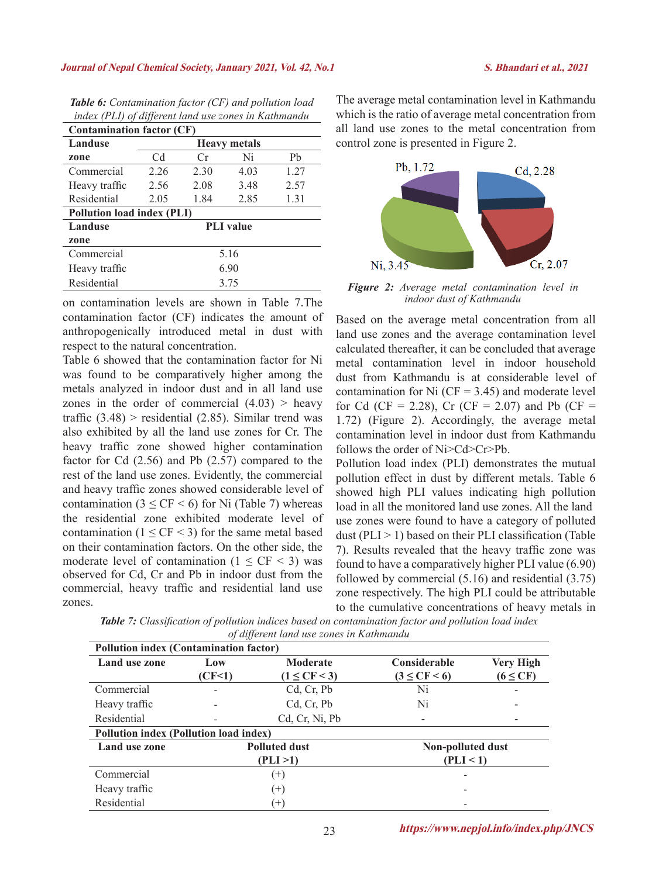*Table 6: Contamination factor (CF) and pollution load index (PLI) of different land use zones in Kathmandu*

| Contamination factor (CF) | | | | |
|---|---|---|---|---|
| **Landuse zone** | **Heavy metals** | | | |
| | Cd | Cr | Ni | Pb |
| Commercial | 2.26 | 2.30 | 4.03 | 1.27 |
| Heavy traffic | 2.56 | 2.08 | 3.48 | 2.57 |
| Residential | 2.05 | 1.84 | 2.85 | 1.31 |
| **Pollution load index (PLI)** | | | | |
| **Landuse zone** | **PLI value** | | | |
| Commercial | 5.16 | | | |
| Heavy traffic | 6.90 | | | |
| Residential | 3.75 | | | |

on contamination levels are shown in Table 7.The contamination factor (CF) indicates the amount of anthropogenically introduced metal in dust with respect to the natural concentration.

Table 6 showed that the contamination factor for Ni was found to be comparatively higher among the metals analyzed in indoor dust and in all land use zones in the order of commercial (4.03) > heavy traffic (3.48) > residential (2.85). Similar trend was also exhibited by all the land use zones for Cr. The heavy traffic zone showed higher contamination factor for Cd (2.56) and Pb (2.57) compared to the rest of the land use zones. Evidently, the commercial and heavy traffic zones showed considerable level of contamination ($3 \leq CF < 6$) for Ni (Table 7) whereas the residential zone exhibited moderate level of contamination ($1 \leq CF < 3$) for the same metal based on their contamination factors. On the other side, the moderate level of contamination ($1 \leq CF < 3$) was observed for Cd, Cr and Pb in indoor dust from the commercial, heavy traffic and residential land use zones.

The average metal contamination level in Kathmandu which is the ratio of average metal concentration from all land use zones to the metal concentration from control zone is presented in Figure 2.

*Figure 2: Average metal contamination level in indoor dust of Kathmandu*

Based on the average metal concentration from all land use zones and the average contamination level calculated thereafter, it can be concluded that average metal contamination level in indoor household dust from Kathmandu is at considerable level of contamination for Ni (CF = 3.45) and moderate level for Cd (CF = 2.28), Cr (CF = 2.07) and Pb (CF = 1.72) (Figure 2). Accordingly, the average metal contamination level in indoor dust from Kathmandu follows the order of Ni>Cd>Cr>Pb.

Pollution load index (PLI) demonstrates the mutual pollution effect in dust by different metals. Table 6 showed high PLI values indicating high pollution load in all the monitored land use zones. All the land use zones were found to have a category of polluted dust (PLI > 1) based on their PLI classification (Table 7). Results revealed that the heavy traffic zone was found to have a comparatively higher PLI value (6.90) followed by commercial (5.16) and residential (3.75) zone respectively. The high PLI could be attributable to the cumulative concentrations of heavy metals in

*Table 7: Classification of pollution indices based on contamination factor and pollution load index of different land use zones in Kathmandu*

| Pollution index (Contamination factor) | | | | |
|---|---|---|---|---|
| **Land use zone** | **Low (CF<1)** | **Moderate ($1 \leq CF < 3$)** | **Considerable ($3 \leq CF < 6$)** | **Very High ($6 \leq CF$)** |
| Commercial | - | Cd, Cr, Pb | Ni | - |
| Heavy traffic | - | Cd, Cr, Pb | Ni | - |
| Residential | - | Cd, Cr, Ni, Pb | - | - |
| **Pollution index (Pollution load index)** | | | | |
| **Land use zone** | **Polluted dust (PLI >1)** | | **Non-polluted dust (PLI < 1)** | |
| Commercial | (+) | | - | |
| Heavy traffic | (+) | | - | |
| Residential | (+) | | - | |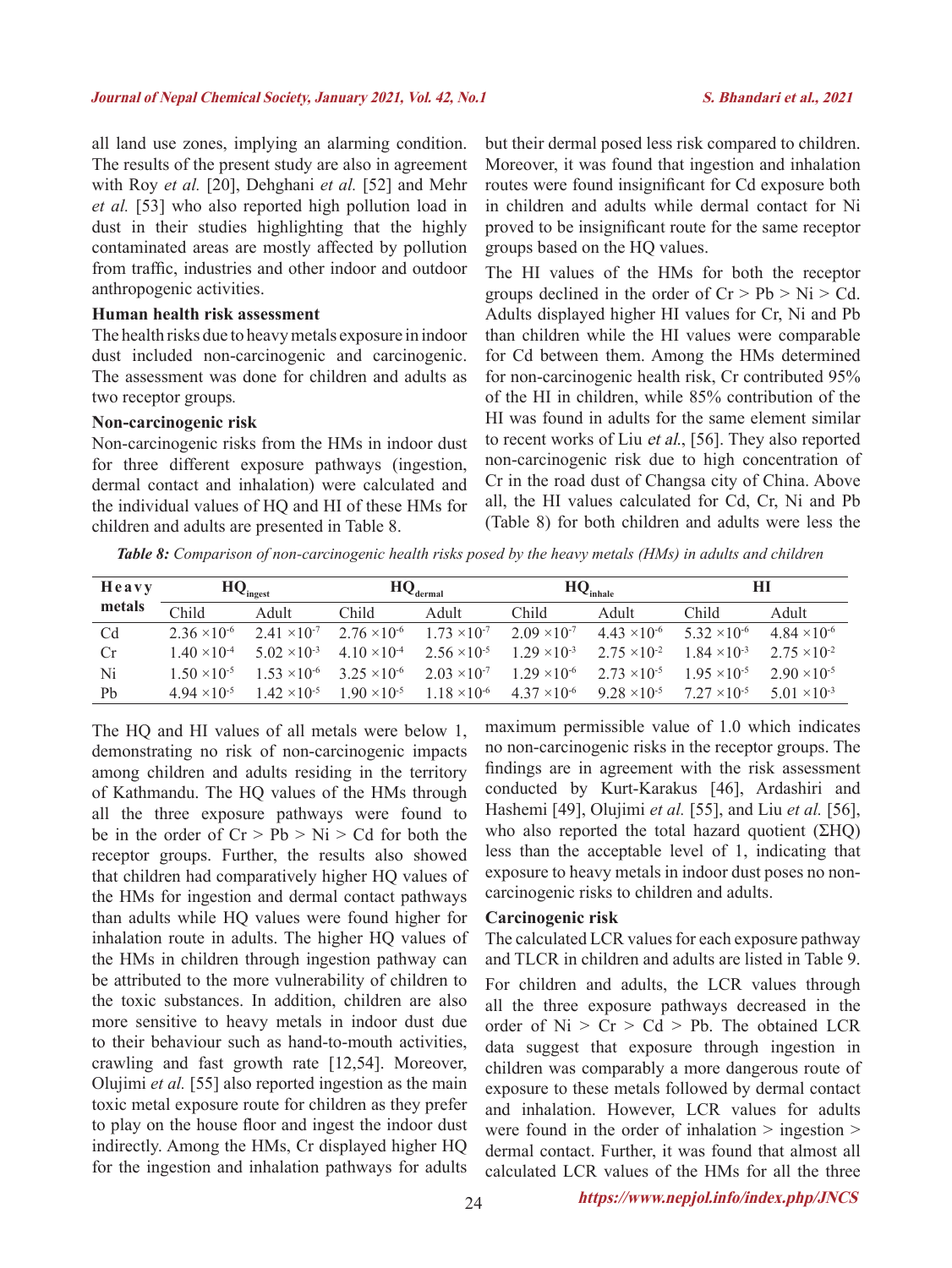all land use zones, implying an alarming condition. The results of the present study are also in agreement with Roy *et al.* [20], Dehghani *et al.* [52] and Mehr *et al.* [53] who also reported high pollution load in dust in their studies highlighting that the highly contaminated areas are mostly affected by pollution from traffic, industries and other indoor and outdoor anthropogenic activities.

### Human health risk assessment

The health risks due to heavy metals exposure in indoor dust included non-carcinogenic and carcinogenic. The assessment was done for children and adults as two receptor groups.

### Non-carcinogenic risk

Non-carcinogenic risks from the HMs in indoor dust for three different exposure pathways (ingestion, dermal contact and inhalation) were calculated and the individual values of HQ and HI of these HMs for children and adults are presented in Table 8.

*Table 8: Comparison of non-carcinogenic health risks posed by the heavy metals (HMs) in adults and children*

| Heavy metals | $HQ_{ingest}$ | | $HQ_{dermal}$ | | $HQ_{inhale}$ | | HI | |
|---|---|---|---|---|---|---|---|---|
| | Child | Adult | Child | Adult | Child | Adult | Child | Adult |
| Cd | $2.36 \times 10^{-6}$ | $2.41 \times 10^{-7}$ | $2.76 \times 10^{-6}$ | $1.73 \times 10^{-7}$ | $2.09 \times 10^{-7}$ | $4.43 \times 10^{-6}$ | $5.32 \times 10^{-6}$ | $4.84 \times 10^{-6}$ |
| Cr | $1.40 \times 10^{-4}$ | $5.02 \times 10^{-3}$ | $4.10 \times 10^{-4}$ | $2.56 \times 10^{-5}$ | $1.29 \times 10^{-3}$ | $2.75 \times 10^{-2}$ | $1.84 \times 10^{-3}$ | $2.75 \times 10^{-2}$ |
| Ni | $1.50 \times 10^{-5}$ | $1.53 \times 10^{-6}$ | $3.25 \times 10^{-6}$ | $2.03 \times 10^{-7}$ | $1.29 \times 10^{-6}$ | $2.73 \times 10^{-5}$ | $1.95 \times 10^{-5}$ | $2.90 \times 10^{-5}$ |
| Pb | $4.94 \times 10^{-5}$ | $1.42 \times 10^{-5}$ | $1.90 \times 10^{-5}$ | $1.18 \times 10^{-6}$ | $4.37 \times 10^{-6}$ | $9.28 \times 10^{-5}$ | $7.27 \times 10^{-5}$ | $5.01 \times 10^{-3}$ |

The HQ and HI values of all metals were below 1, demonstrating no risk of non-carcinogenic impacts among children and adults residing in the territory of Kathmandu. The HQ values of the HMs through all the three exposure pathways were found to be in the order of Cr > Pb > Ni > Cd for both the receptor groups. Further, the results also showed that children had comparatively higher HQ values of the HMs for ingestion and dermal contact pathways than adults while HQ values were found higher for inhalation route in adults. The higher HQ values of the HMs in children through ingestion pathway can be attributed to the more vulnerability of children to the toxic substances. In addition, children are also more sensitive to heavy metals in indoor dust due to their behaviour such as hand-to-mouth activities, crawling and fast growth rate [12,54]. Moreover, Olujimi *et al.* [55] also reported ingestion as the main toxic metal exposure route for children as they prefer to play on the house floor and ingest the indoor dust indirectly. Among the HMs, Cr displayed higher HQ for the ingestion and inhalation pathways for adults but their dermal posed less risk compared to children. Moreover, it was found that ingestion and inhalation routes were found insignificant for Cd exposure both in children and adults while dermal contact for Ni proved to be insignificant route for the same receptor groups based on the HQ values.

The HI values of the HMs for both the receptor groups declined in the order of Cr > Pb > Ni > Cd. Adults displayed higher HI values for Cr, Ni and Pb than children while the HI values were comparable for Cd between them. Among the HMs determined for non-carcinogenic health risk, Cr contributed 95% of the HI in children, while 85% contribution of the HI was found in adults for the same element similar to recent works of Liu *et al.*, [56]. They also reported non-carcinogenic risk due to high concentration of Cr in the road dust of Changsa city of China. Above all, the HI values calculated for Cd, Cr, Ni and Pb (Table 8) for both children and adults were less the maximum permissible value of 1.0 which indicates no non-carcinogenic risks in the receptor groups. The findings are in agreement with the risk assessment conducted by Kurt-Karakus [46], Ardashiri and Hashemi [49], Olujimi *et al.* [55], and Liu *et al.* [56], who also reported the total hazard quotient (ΣHQ) less than the acceptable level of 1, indicating that exposure to heavy metals in indoor dust poses no non-carcinogenic risks to children and adults.

### Carcinogenic risk

The calculated LCR values for each exposure pathway and TLCR in children and adults are listed in Table 9.

For children and adults, the LCR values through all the three exposure pathways decreased in the order of Ni > Cr > Cd > Pb. The obtained LCR data suggest that exposure through ingestion in children was comparably a more dangerous route of exposure to these metals followed by dermal contact and inhalation. However, LCR values for adults were found in the order of inhalation > ingestion > dermal contact. Further, it was found that almost all calculated LCR values of the HMs for all the three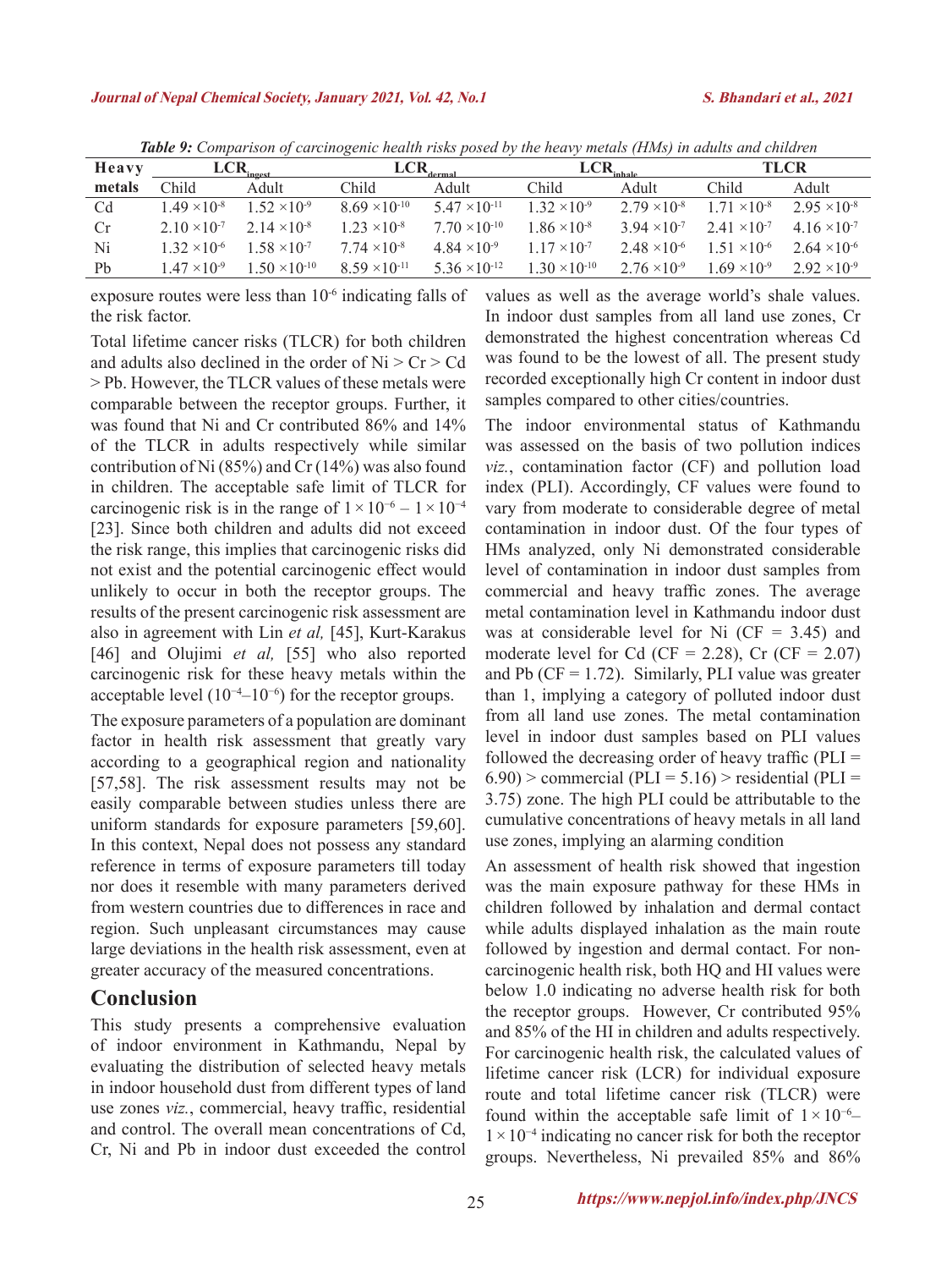*Table 9: Comparison of carcinogenic health risks posed by the heavy metals (HMs) in adults and children*

| Heavy metals | $LCR_{ingest}$ | | $LCR_{dermal}$ | | $LCR_{inhale}$ | | TLCR | |
|---|---|---|---|---|---|---|---|---|
| | Child | Adult | Child | Adult | Child | Adult | Child | Adult |
| Cd | $1.49 \times 10^{-8}$ | $1.52 \times 10^{-9}$ | $8.69 \times 10^{-10}$ | $5.47 \times 10^{-11}$ | $1.32 \times 10^{-9}$ | $2.79 \times 10^{-8}$ | $1.71 \times 10^{-8}$ | $2.95 \times 10^{-8}$ |
| Cr | $2.10 \times 10^{-7}$ | $2.14 \times 10^{-8}$ | $1.23 \times 10^{-8}$ | $7.70 \times 10^{-10}$ | $1.86 \times 10^{-8}$ | $3.94 \times 10^{-7}$ | $2.41 \times 10^{-7}$ | $4.16 \times 10^{-7}$ |
| Ni | $1.32 \times 10^{-6}$ | $1.58 \times 10^{-7}$ | $7.74 \times 10^{-8}$ | $4.84 \times 10^{-9}$ | $1.17 \times 10^{-7}$ | $2.48 \times 10^{-6}$ | $1.51 \times 10^{-6}$ | $2.64 \times 10^{-6}$ |
| Pb | $1.47 \times 10^{-9}$ | $1.50 \times 10^{-10}$ | $8.59 \times 10^{-11}$ | $5.36 \times 10^{-12}$ | $1.30 \times 10^{-10}$ | $2.76 \times 10^{-9}$ | $1.69 \times 10^{-9}$ | $2.92 \times 10^{-9}$ |

exposure routes were less than $10^{-6}$ indicating falls of the risk factor.

Total lifetime cancer risks (TLCR) for both children and adults also declined in the order of Ni > Cr > Cd > Pb. However, the TLCR values of these metals were comparable between the receptor groups. Further, it was found that Ni and Cr contributed 86% and 14% of the TLCR in adults respectively while similar contribution of Ni (85%) and Cr (14%) was also found in children. The acceptable safe limit of TLCR for carcinogenic risk is in the range of $1 \times 10^{-6} - 1 \times 10^{-4}$ [23]. Since both children and adults did not exceed the risk range, this implies that carcinogenic risks did not exist and the potential carcinogenic effect would unlikely to occur in both the receptor groups. The results of the present carcinogenic risk assessment are also in agreement with Lin *et al,* [45], Kurt-Karakus [46] and Olujimi *et al,* [55] who also reported carcinogenic risk for these heavy metals within the acceptable level ($10^{-4}$–$10^{-6}$) for the receptor groups.

The exposure parameters of a population are dominant factor in health risk assessment that greatly vary according to a geographical region and nationality [57,58]. The risk assessment results may not be easily comparable between studies unless there are uniform standards for exposure parameters [59,60]. In this context, Nepal does not possess any standard reference in terms of exposure parameters till today nor does it resemble with many parameters derived from western countries due to differences in race and region. Such unpleasant circumstances may cause large deviations in the health risk assessment, even at greater accuracy of the measured concentrations.

## Conclusion

This study presents a comprehensive evaluation of indoor environment in Kathmandu, Nepal by evaluating the distribution of selected heavy metals in indoor household dust from different types of land use zones *viz.*, commercial, heavy traffic, residential and control. The overall mean concentrations of Cd, Cr, Ni and Pb in indoor dust exceeded the control values as well as the average world's shale values. In indoor dust samples from all land use zones, Cr demonstrated the highest concentration whereas Cd was found to be the lowest of all. The present study recorded exceptionally high Cr content in indoor dust samples compared to other cities/countries.

The indoor environmental status of Kathmandu was assessed on the basis of two pollution indices *viz.*, contamination factor (CF) and pollution load index (PLI). Accordingly, CF values were found to vary from moderate to considerable degree of metal contamination in indoor dust. Of the four types of HMs analyzed, only Ni demonstrated considerable level of contamination in indoor dust samples from commercial and heavy traffic zones. The average metal contamination level in Kathmandu indoor dust was at considerable level for Ni (CF = 3.45) and moderate level for Cd (CF = 2.28), Cr (CF = 2.07) and Pb (CF = 1.72). Similarly, PLI value was greater than 1, implying a category of polluted indoor dust from all land use zones. The metal contamination level in indoor dust samples based on PLI values followed the decreasing order of heavy traffic (PLI = 6.90) > commercial (PLI = 5.16) > residential (PLI = 3.75) zone. The high PLI could be attributable to the cumulative concentrations of heavy metals in all land use zones, implying an alarming condition

An assessment of health risk showed that ingestion was the main exposure pathway for these HMs in children followed by inhalation and dermal contact while adults displayed inhalation as the main route followed by ingestion and dermal contact. For non-carcinogenic health risk, both HQ and HI values were below 1.0 indicating no adverse health risk for both the receptor groups. However, Cr contributed 95% and 85% of the HI in children and adults respectively. For carcinogenic health risk, the calculated values of lifetime cancer risk (LCR) for individual exposure route and total lifetime cancer risk (TLCR) were found within the acceptable safe limit of $1 \times 10^{-6}$–$1 \times 10^{-4}$ indicating no cancer risk for both the receptor groups. Nevertheless, Ni prevailed 85% and 86%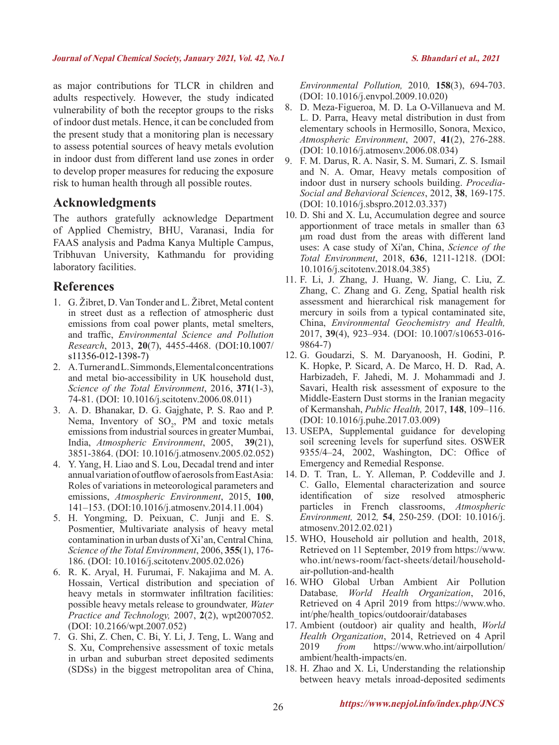as major contributions for TLCR in children and adults respectively. However, the study indicated vulnerability of both the receptor groups to the risks of indoor dust metals. Hence, it can be concluded from the present study that a monitoring plan is necessary to assess potential sources of heavy metals evolution in indoor dust from different land use zones in order to develop proper measures for reducing the exposure risk to human health through all possible routes.

## Acknowledgments

The authors gratefully acknowledge Department of Applied Chemistry, BHU, Varanasi, India for FAAS analysis and Padma Kanya Multiple Campus, Tribhuvan University, Kathmandu for providing laboratory facilities.

## References

1. G. Žibret, D. Van Tonder and L. Žibret, Metal content in street dust as a reflection of atmospheric dust emissions from coal power plants, metal smelters, and traffic, *Environmental Science and Pollution Research*, 2013, **20**(7), 4455-4468. (DOI:10.1007/s11356-012-1398-7)
2. A. Turner and L. Simmonds, Elemental concentrations and metal bio-accessibility in UK household dust, *Science of the Total Environment*, 2016, **371**(1-3), 74-81. (DOI: 10.1016/j.scitotenv.2006.08.011)
3. A. D. Bhanakar, D. G. Gajghate, P. S. Rao and P. Nema, Inventory of $SO_2$, PM and toxic metals emissions from industrial sources in greater Mumbai, India, *Atmospheric Environment*, 2005, **39**(21), 3851-3864. (DOI: 10.1016/j.atmosenv.2005.02.052)
4. Y. Yang, H. Liao and S. Lou, Decadal trend and inter annual variation of outflow of aerosols from East Asia: Roles of variations in meteorological parameters and emissions, *Atmospheric Environment*, 2015, **100**, 141–153. (DOI:10.1016/j.atmosenv.2014.11.004)
5. H. Yongming, D. Peixuan, C. Junji and E. S. Posmentier, Multivariate analysis of heavy metal contamination in urban dusts of Xi'an, Central China, *Science of the Total Environment*, 2006, **355**(1), 176-186. (DOI: 10.1016/j.scitotenv.2005.02.026)
6. R. K. Aryal, H. Furumai, F. Nakajima and M. A. Hossain, Vertical distribution and speciation of heavy metals in stormwater infiltration facilities: possible heavy metals release to groundwater, *Water Practice and Technology,* 2007, **2**(2), wpt2007052. (DOI: 10.2166/wpt.2007.052)
7. G. Shi, Z. Chen, C. Bi, Y. Li, J. Teng, L. Wang and S. Xu, Comprehensive assessment of toxic metals in urban and suburban street deposited sediments (SDSs) in the biggest metropolitan area of China, *Environmental Pollution,* 2010, **158**(3), 694-703. (DOI: 10.1016/j.envpol.2009.10.020)
8. D. Meza-Figueroa, M. D. La O-Villanueva and M. L. D. Parra, Heavy metal distribution in dust from elementary schools in Hermosillo, Sonora, Mexico, *Atmospheric Environment*, 2007, **41**(2), 276-288. (DOI: 10.1016/j.atmosenv.2006.08.034)
9. F. M. Darus, R. A. Nasir, S. M. Sumari, Z. S. Ismail and N. A. Omar, Heavy metals composition of indoor dust in nursery schools building. *Procedia-Social and Behavioral Sciences*, 2012, **38**, 169-175. (DOI: 10.1016/j.sbspro.2012.03.337)
10. D. Shi and X. Lu, Accumulation degree and source apportionment of trace metals in smaller than 63 μm road dust from the areas with different land uses: A case study of Xi'an, China, *Science of the Total Environment*, 2018, **636**, 1211-1218. (DOI: 10.1016/j.scitotenv.2018.04.385)
11. F. Li, J. Zhang, J. Huang, W. Jiang, C. Liu, Z. Zhang, C. Zhang and G. Zeng, Spatial health risk assessment and hierarchical risk management for mercury in soils from a typical contaminated site, China, *Environmental Geochemistry and Health,* 2017, **39**(4), 923–934. (DOI: 10.1007/s10653-016-9864-7)
12. G. Goudarzi, S. M. Daryanoosh, H. Godini, P. K. Hopke, P. Sicard, A. De Marco, H. D. Rad, A. Harbizadeh, F. Jahedi, M. J. Mohammadi and J. Savari, Health risk assessment of exposure to the Middle-Eastern Dust storms in the Iranian megacity of Kermanshah, *Public Health,* 2017, **148**, 109–116. (DOI: 10.1016/j.puhe.2017.03.009)
13. USEPA, Supplemental guidance for developing soil screening levels for superfund sites. OSWER 9355/4–24, 2002, Washington, DC: Office of Emergency and Remedial Response.
14. D. T. Tran, L. Y. Alleman, P. Coddeville and J. C. Gallo, Elemental characterization and source identification of size resolved atmospheric particles in French classrooms, *Atmospheric Environment,* 2012, **54**, 250-259. (DOI: 10.1016/j.atmosenv.2012.02.021)
15. WHO, Household air pollution and health, 2018, Retrieved on 11 September, 2019 from https://www.who.int/news-room/fact-sheets/detail/household-air-pollution-and-health
16. WHO Global Urban Ambient Air Pollution Database, *World Health Organization*, 2016, Retrieved on 4 April 2019 from https://www.who.int/phe/health_topics/outdoorair/databases
17. Ambient (outdoor) air quality and health, *World Health Organization*, 2014, Retrieved on 4 April 2019 *from* https://www.who.int/airpollution/ambient/health-impacts/en.
18. H. Zhao and X. Li, Understanding the relationship between heavy metals inroad-deposited sediments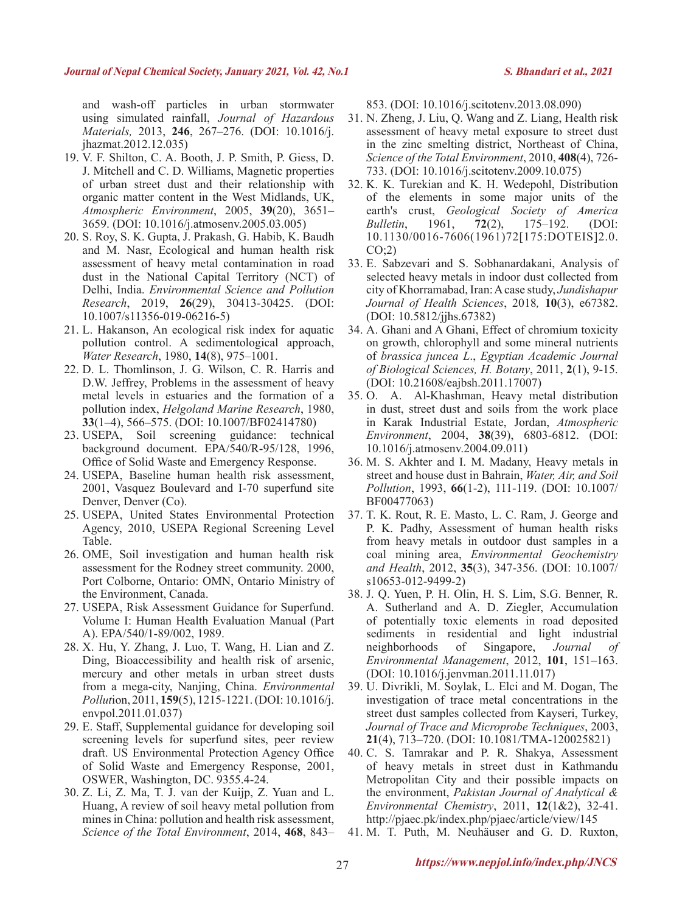and wash-off particles in urban stormwater using simulated rainfall, *Journal of Hazardous Materials,* 2013, **246**, 267–276. (DOI: 10.1016/j.jhazmat.2012.12.035)

19. V. F. Shilton, C. A. Booth, J. P. Smith, P. Giess, D. J. Mitchell and C. D. Williams, Magnetic properties of urban street dust and their relationship with organic matter content in the West Midlands, UK, *Atmospheric Environment*, 2005, **39**(20), 3651–3659. (DOI: 10.1016/j.atmosenv.2005.03.005)
20. S. Roy, S. K. Gupta, J. Prakash, G. Habib, K. Baudh and M. Nasr, Ecological and human health risk assessment of heavy metal contamination in road dust in the National Capital Territory (NCT) of Delhi, India. *Environmental Science and Pollution Research*, 2019, **26**(29), 30413-30425. (DOI: 10.1007/s11356-019-06216-5)
21. L. Hakanson, An ecological risk index for aquatic pollution control. A sedimentological approach, *Water Research*, 1980, **14**(8), 975–1001.
22. D. L. Thomlinson, J. G. Wilson, C. R. Harris and D.W. Jeffrey, Problems in the assessment of heavy metal levels in estuaries and the formation of a pollution index, *Helgoland Marine Research*, 1980, **33**(1–4), 566–575. (DOI: 10.1007/BF02414780)
23. USEPA, Soil screening guidance: technical background document. EPA/540/R-95/128, 1996, Office of Solid Waste and Emergency Response.
24. USEPA, Baseline human health risk assessment, 2001, Vasquez Boulevard and I-70 superfund site Denver, Denver (Co).
25. USEPA, United States Environmental Protection Agency, 2010, USEPA Regional Screening Level Table.
26. OME, Soil investigation and human health risk assessment for the Rodney street community. 2000, Port Colborne, Ontario: OMN, Ontario Ministry of the Environment, Canada.
27. USEPA, Risk Assessment Guidance for Superfund. Volume I: Human Health Evaluation Manual (Part A). EPA/540/1-89/002, 1989.
28. X. Hu, Y. Zhang, J. Luo, T. Wang, H. Lian and Z. Ding, Bioaccessibility and health risk of arsenic, mercury and other metals in urban street dusts from a mega-city, Nanjing, China. *Environmental Pollut*ion, 2011, **159**(5), 1215-1221. (DOI: 10.1016/j.envpol.2011.01.037)
29. E. Staff, Supplemental guidance for developing soil screening levels for superfund sites, peer review draft. US Environmental Protection Agency Office of Solid Waste and Emergency Response, 2001, OSWER, Washington, DC. 9355.4-24.
30. Z. Li, Z. Ma, T. J. van der Kuijp, Z. Yuan and L. Huang, A review of soil heavy metal pollution from mines in China: pollution and health risk assessment, *Science of the Total Environment*, 2014, **468**, 843–853. (DOI: 10.1016/j.scitotenv.2013.08.090)
31. N. Zheng, J. Liu, Q. Wang and Z. Liang, Health risk assessment of heavy metal exposure to street dust in the zinc smelting district, Northeast of China, *Science of the Total Environment*, 2010, **408**(4), 726-733. (DOI: 10.1016/j.scitotenv.2009.10.075)
32. K. K. Turekian and K. H. Wedepohl, Distribution of the elements in some major units of the earth's crust, *Geological Society of America Bulletin*, 1961, **72**(2), 175–192. (DOI: 10.1130/0016-7606(1961)72[175:DOTEIS]2.0.CO;2)
33. E. Sabzevari and S. Sobhanardakani, Analysis of selected heavy metals in indoor dust collected from city of Khorramabad, Iran: A case study, *Jundishapur Journal of Health Sciences*, 2018*,* **10**(3), e67382. (DOI: 10.5812/jjhs.67382)
34. A. Ghani and A Ghani, Effect of chromium toxicity on growth, chlorophyll and some mineral nutrients of *brassica juncea L*., *Egyptian Academic Journal of Biological Sciences, H. Botany*, 2011, **2**(1), 9-15. (DOI: 10.21608/eajbsh.2011.17007)
35. O. A. Al-Khashman, Heavy metal distribution in dust, street dust and soils from the work place in Karak Industrial Estate, Jordan, *Atmospheric Environment*, 2004, **38**(39), 6803-6812. (DOI: 10.1016/j.atmosenv.2004.09.011)
36. M. S. Akhter and I. M. Madany, Heavy metals in street and house dust in Bahrain, *Water, Air, and Soil Pollution*, 1993, **66**(1-2), 111-119. (DOI: 10.1007/BF00477063)
37. T. K. Rout, R. E. Masto, L. C. Ram, J. George and P. K. Padhy, Assessment of human health risks from heavy metals in outdoor dust samples in a coal mining area, *Environmental Geochemistry and Health*, 2012, **35**(3), 347-356. (DOI: 10.1007/s10653-012-9499-2)
38. J. Q. Yuen, P. H. Olin, H. S. Lim, S.G. Benner, R. A. Sutherland and A. D. Ziegler, Accumulation of potentially toxic elements in road deposited sediments in residential and light industrial neighborhoods of Singapore, *Journal of Environmental Management*, 2012, **101**, 151–163. (DOI: 10.1016/j.jenvman.2011.11.017)
39. U. Divrikli, M. Soylak, L. Elci and M. Dogan, The investigation of trace metal concentrations in the street dust samples collected from Kayseri, Turkey, *Journal of Trace and Microprobe Techniques*, 2003, **21**(4), 713–720. (DOI: 10.1081/TMA-120025821)
40. C. S. Tamrakar and P. R. Shakya, Assessment of heavy metals in street dust in Kathmandu Metropolitan City and their possible impacts on the environment, *Pakistan Journal of Analytical & Environmental Chemistry*, 2011, **12**(1&2), 32-41. http://pjaec.pk/index.php/pjaec/article/view/145
41. M. T. Puth, M. Neuhäuser and G. D. Ruxton,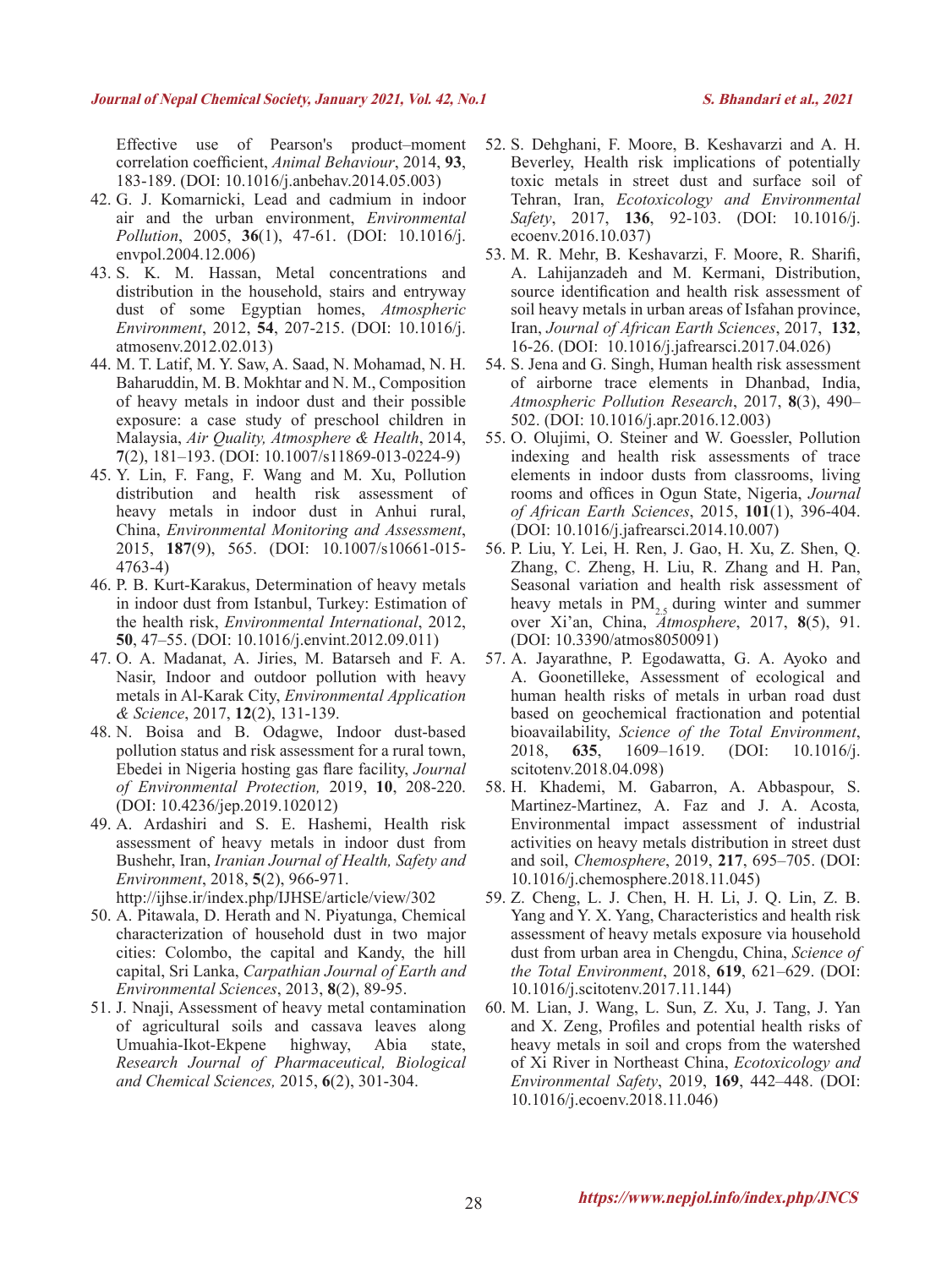Effective use of Pearson's product–moment correlation coefficient, *Animal Behaviour*, 2014, **93**, 183-189. (DOI: 10.1016/j.anbehav.2014.05.003)

42. G. J. Komarnicki, Lead and cadmium in indoor air and the urban environment, *Environmental Pollution*, 2005, **36**(1), 47-61. (DOI: 10.1016/j.envpol.2004.12.006)
43. S. K. M. Hassan, Metal concentrations and distribution in the household, stairs and entryway dust of some Egyptian homes, *Atmospheric Environment*, 2012, **54**, 207-215. (DOI: 10.1016/j.atmosenv.2012.02.013)
44. M. T. Latif, M. Y. Saw, A. Saad, N. Mohamad, N. H. Baharuddin, M. B. Mokhtar and N. M., Composition of heavy metals in indoor dust and their possible exposure: a case study of preschool children in Malaysia, *Air Quality, Atmosphere & Health*, 2014, **7**(2), 181–193. (DOI: 10.1007/s11869-013-0224-9)
45. Y. Lin, F. Fang, F. Wang and M. Xu, Pollution distribution and health risk assessment of heavy metals in indoor dust in Anhui rural, China, *Environmental Monitoring and Assessment*, 2015, **187**(9), 565. (DOI: 10.1007/s10661-015-4763-4)
46. P. B. Kurt-Karakus, Determination of heavy metals in indoor dust from Istanbul, Turkey: Estimation of the health risk, *Environmental International*, 2012, **50**, 47–55. (DOI: 10.1016/j.envint.2012.09.011)
47. O. A. Madanat, A. Jiries, M. Batarseh and F. A. Nasir, Indoor and outdoor pollution with heavy metals in Al-Karak City, *Environmental Application & Science*, 2017, **12**(2), 131-139.
48. N. Boisa and B. Odagwe, Indoor dust-based pollution status and risk assessment for a rural town, Ebedei in Nigeria hosting gas flare facility, *Journal of Environmental Protection,* 2019, **10**, 208-220. (DOI: 10.4236/jep.2019.102012)
49. A. Ardashiri and S. E. Hashemi, Health risk assessment of heavy metals in indoor dust from Bushehr, Iran, *Iranian Journal of Health, Safety and Environment*, 2018, **5**(2), 966-971. http://ijhse.ir/index.php/IJHSE/article/view/302
50. A. Pitawala, D. Herath and N. Piyatunga, Chemical characterization of household dust in two major cities: Colombo, the capital and Kandy, the hill capital, Sri Lanka, *Carpathian Journal of Earth and Environmental Sciences*, 2013, **8**(2), 89-95.
51. J. Nnaji, Assessment of heavy metal contamination of agricultural soils and cassava leaves along Umuahia-Ikot-Ekpene highway, Abia state, *Research Journal of Pharmaceutical, Biological and Chemical Sciences,* 2015, **6**(2), 301-304.
52. S. Dehghani, F. Moore, B. Keshavarzi and A. H. Beverley, Health risk implications of potentially toxic metals in street dust and surface soil of Tehran, Iran, *Ecotoxicology and Environmental Safety*, 2017, **136**, 92-103. (DOI: 10.1016/j.ecoenv.2016.10.037)
53. M. R. Mehr, B. Keshavarzi, F. Moore, R. Sharifi, A. Lahijanzadeh and M. Kermani, Distribution, source identification and health risk assessment of soil heavy metals in urban areas of Isfahan province, Iran, *Journal of African Earth Sciences*, 2017, **132**, 16-26. (DOI: 10.1016/j.jafrearsci.2017.04.026)
54. S. Jena and G. Singh, Human health risk assessment of airborne trace elements in Dhanbad, India, *Atmospheric Pollution Research*, 2017, **8**(3), 490–502. (DOI: 10.1016/j.apr.2016.12.003)
55. O. Olujimi, O. Steiner and W. Goessler, Pollution indexing and health risk assessments of trace elements in indoor dusts from classrooms, living rooms and offices in Ogun State, Nigeria, *Journal of African Earth Sciences*, 2015, **101**(1), 396-404. (DOI: 10.1016/j.jafrearsci.2014.10.007)
56. P. Liu, Y. Lei, H. Ren, J. Gao, H. Xu, Z. Shen, Q. Zhang, C. Zheng, H. Liu, R. Zhang and H. Pan, Seasonal variation and health risk assessment of heavy metals in $PM_{2.5}$ during winter and summer over Xi'an, China, *Atmosphere*, 2017, **8**(5), 91. (DOI: 10.3390/atmos8050091)
57. A. Jayarathne, P. Egodawatta, G. A. Ayoko and A. Goonetilleke, Assessment of ecological and human health risks of metals in urban road dust based on geochemical fractionation and potential bioavailability, *Science of the Total Environment*, 2018, **635**, 1609–1619. (DOI: 10.1016/j.scitotenv.2018.04.098)
58. H. Khademi, M. Gabarron, A. Abbaspour, S. Martinez-Martinez, A. Faz and J. A. Acosta, Environmental impact assessment of industrial activities on heavy metals distribution in street dust and soil, *Chemosphere*, 2019, **217**, 695–705. (DOI: 10.1016/j.chemosphere.2018.11.045)
59. Z. Cheng, L. J. Chen, H. H. Li, J. Q. Lin, Z. B. Yang and Y. X. Yang, Characteristics and health risk assessment of heavy metals exposure via household dust from urban area in Chengdu, China, *Science of the Total Environment*, 2018, **619**, 621–629. (DOI: 10.1016/j.scitotenv.2017.11.144)
60. M. Lian, J. Wang, L. Sun, Z. Xu, J. Tang, J. Yan and X. Zeng, Profiles and potential health risks of heavy metals in soil and crops from the watershed of Xi River in Northeast China, *Ecotoxicology and Environmental Safety*, 2019, **169**, 442–448. (DOI: 10.1016/j.ecoenv.2018.11.046)